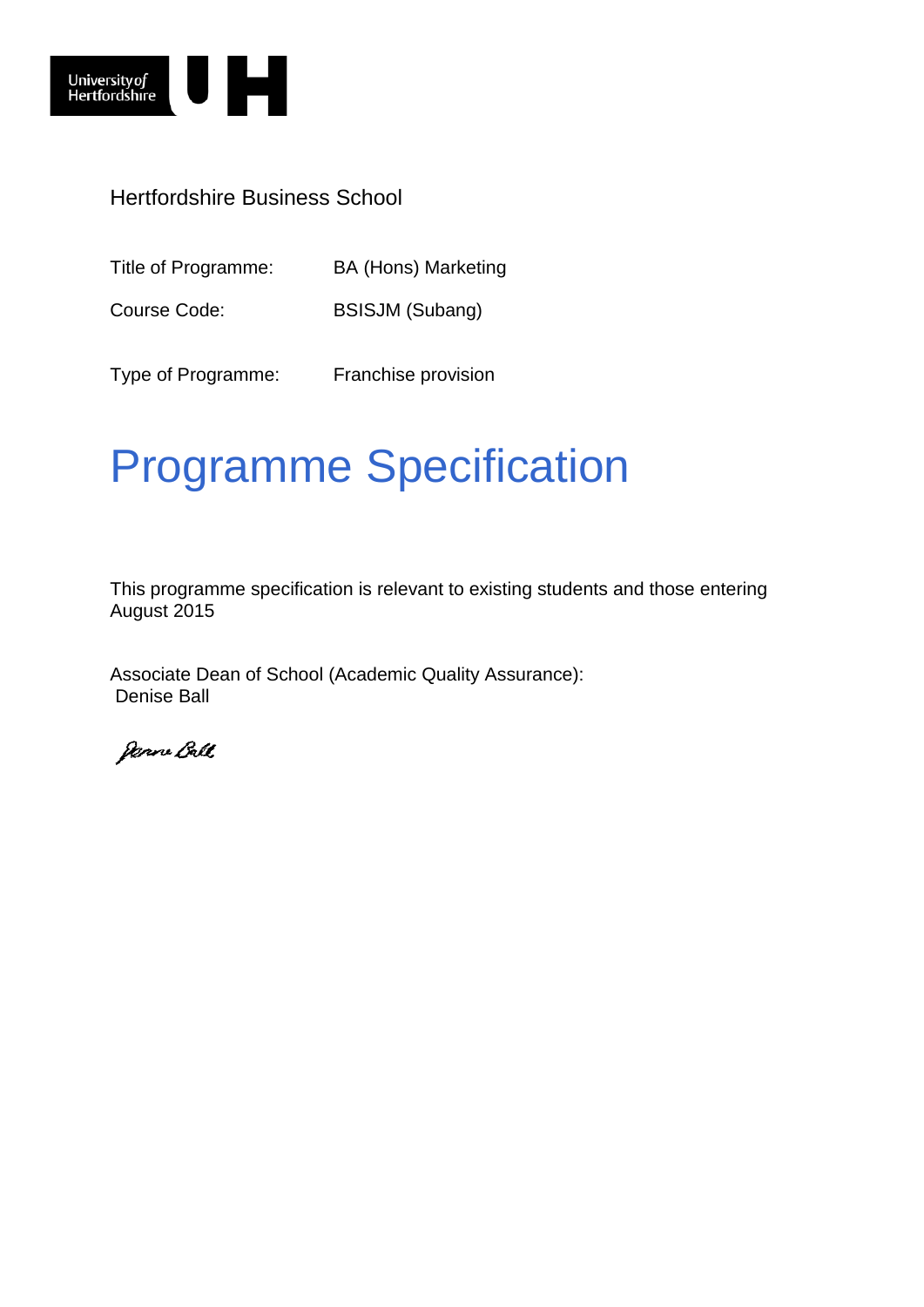Hertfordshire Business School

Title of Programme: BA (Hons) Marketing

Course Code: BSISJM (Subang)

Type of Programme: Franchise provision

# Programme Specification

This programme specification is relevant to existing students and those entering August 2015

Associate Dean of School (Academic Quality Assurance):
Denise Ball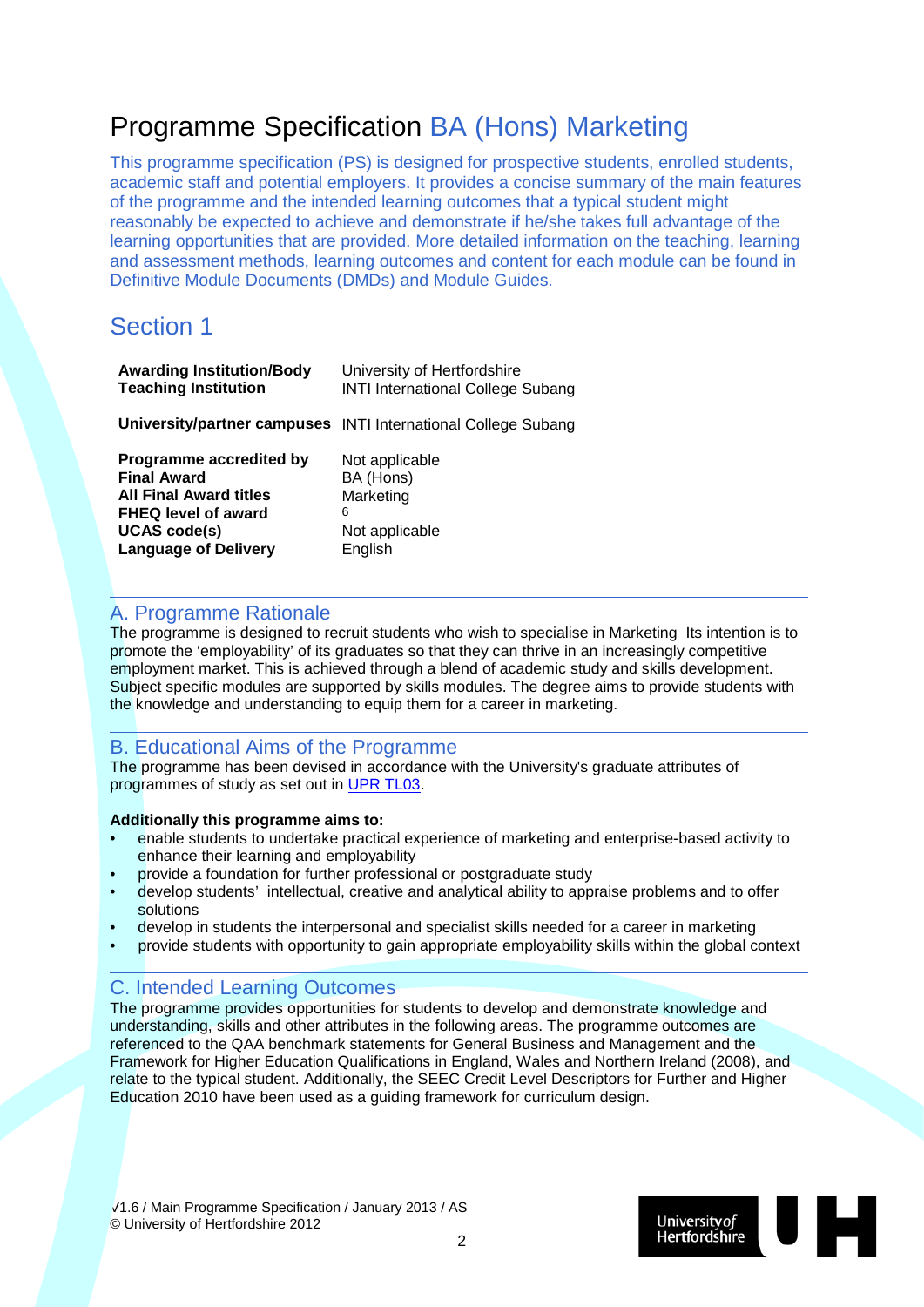# Programme Specification BA (Hons) Marketing

This programme specification (PS) is designed for prospective students, enrolled students, academic staff and potential employers. It provides a concise summary of the main features of the programme and the intended learning outcomes that a typical student might reasonably be expected to achieve and demonstrate if he/she takes full advantage of the learning opportunities that are provided. More detailed information on the teaching, learning and assessment methods, learning outcomes and content for each module can be found in Definitive Module Documents (DMDs) and Module Guides.

## Section 1

| | |
|---|---|
| **Awarding Institution/Body** | University of Hertfordshire |
| **Teaching Institution** | INTI International College Subang |
| **University/partner campuses** | INTI International College Subang |
| **Programme accredited by** | Not applicable |
| **Final Award** | BA (Hons) |
| **All Final Award titles** | Marketing |
| **FHEQ level of award** | 6 |
| **UCAS code(s)** | Not applicable |
| **Language of Delivery** | English |

## A. Programme Rationale

The programme is designed to recruit students who wish to specialise in Marketing Its intention is to promote the 'employability' of its graduates so that they can thrive in an increasingly competitive employment market. This is achieved through a blend of academic study and skills development. Subject specific modules are supported by skills modules. The degree aims to provide students with the knowledge and understanding to equip them for a career in marketing.

## B. Educational Aims of the Programme

The programme has been devised in accordance with the University's graduate attributes of programmes of study as set out in UPR TL03.

**Additionally this programme aims to:**

- enable students to undertake practical experience of marketing and enterprise-based activity to enhance their learning and employability
- provide a foundation for further professional or postgraduate study
- develop students' intellectual, creative and analytical ability to appraise problems and to offer solutions
- develop in students the interpersonal and specialist skills needed for a career in marketing
- provide students with opportunity to gain appropriate employability skills within the global context

## C. Intended Learning Outcomes

The programme provides opportunities for students to develop and demonstrate knowledge and understanding, skills and other attributes in the following areas. The programme outcomes are referenced to the QAA benchmark statements for General Business and Management and the Framework for Higher Education Qualifications in England, Wales and Northern Ireland (2008), and relate to the typical student. Additionally, the SEEC Credit Level Descriptors for Further and Higher Education 2010 have been used as a guiding framework for curriculum design.

√1.6 / Main Programme Specification / January 2013 / AS
© University of Hertfordshire 2012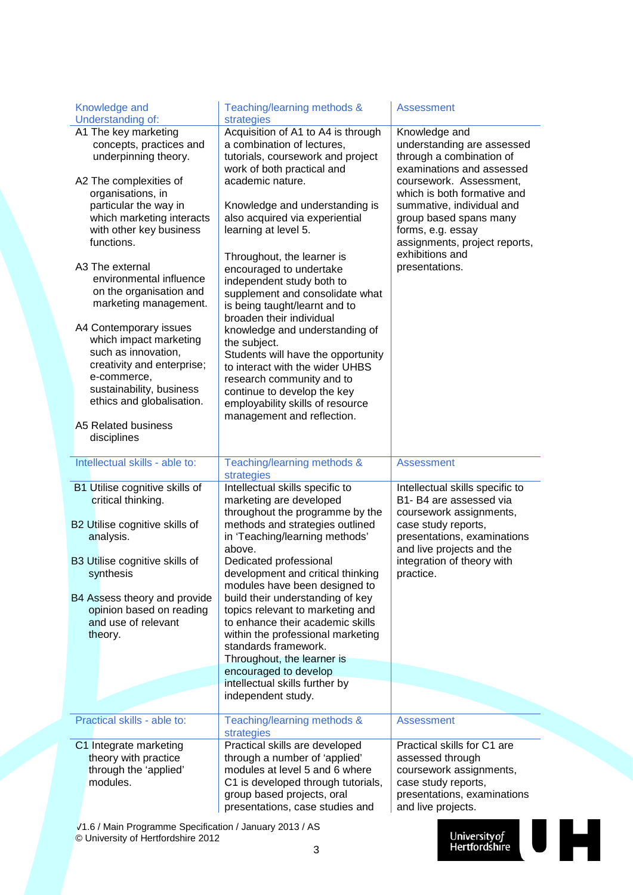| Knowledge and Understanding of: | Teaching/learning methods & strategies | Assessment |
|---|---|---|
| A1 The key marketing concepts, practices and underpinning theory.<br><br>A2 The complexities of organisations, in particular the way in which marketing interacts with other key business functions.<br><br>A3 The external environmental influence on the organisation and marketing management.<br><br>A4 Contemporary issues which impact marketing such as innovation, creativity and enterprise; e-commerce, sustainability, business ethics and globalisation.<br><br>A5 Related business disciplines | Acquisition of A1 to A4 is through a combination of lectures, tutorials, coursework and project work of both practical and academic nature.<br><br>Knowledge and understanding is also acquired via experiential learning at level 5.<br><br>Throughout, the learner is encouraged to undertake independent study both to supplement and consolidate what is being taught/learnt and to broaden their individual knowledge and understanding of the subject.<br>Students will have the opportunity to interact with the wider UHBS research community and to continue to develop the key employability skills of resource management and reflection. | Knowledge and understanding are assessed through a combination of examinations and assessed coursework. Assessment, which is both formative and summative, individual and group based spans many forms, e.g. essay assignments, project reports, exhibitions and presentations. |

| Intellectual skills - able to: | Teaching/learning methods & strategies | Assessment |
|---|---|---|
| B1 Utilise cognitive skills of critical thinking.<br><br>B2 Utilise cognitive skills of analysis.<br><br>B3 Utilise cognitive skills of synthesis<br><br>B4 Assess theory and provide opinion based on reading and use of relevant theory. | Intellectual skills specific to marketing are developed throughout the programme by the methods and strategies outlined in 'Teaching/learning methods' above.<br>Dedicated professional development and critical thinking modules have been designed to build their understanding of key topics relevant to marketing and to enhance their academic skills within the professional marketing standards framework.<br>Throughout, the learner is encouraged to develop intellectual skills further by independent study. | Intellectual skills specific to B1- B4 are assessed via coursework assignments, case study reports, presentations, examinations and live projects and the integration of theory with practice. |

| Practical skills - able to: | Teaching/learning methods & strategies | Assessment |
|---|---|---|
| C1 Integrate marketing theory with practice through the 'applied' modules. | Practical skills are developed through a number of 'applied' modules at level 5 and 6 where C1 is developed through tutorials, group based projects, oral presentations, case studies and | Practical skills for C1 are assessed through coursework assignments, case study reports, presentations, examinations and live projects. |

√1.6 / Main Programme Specification / January 2013 / AS
© University of Hertfordshire 2012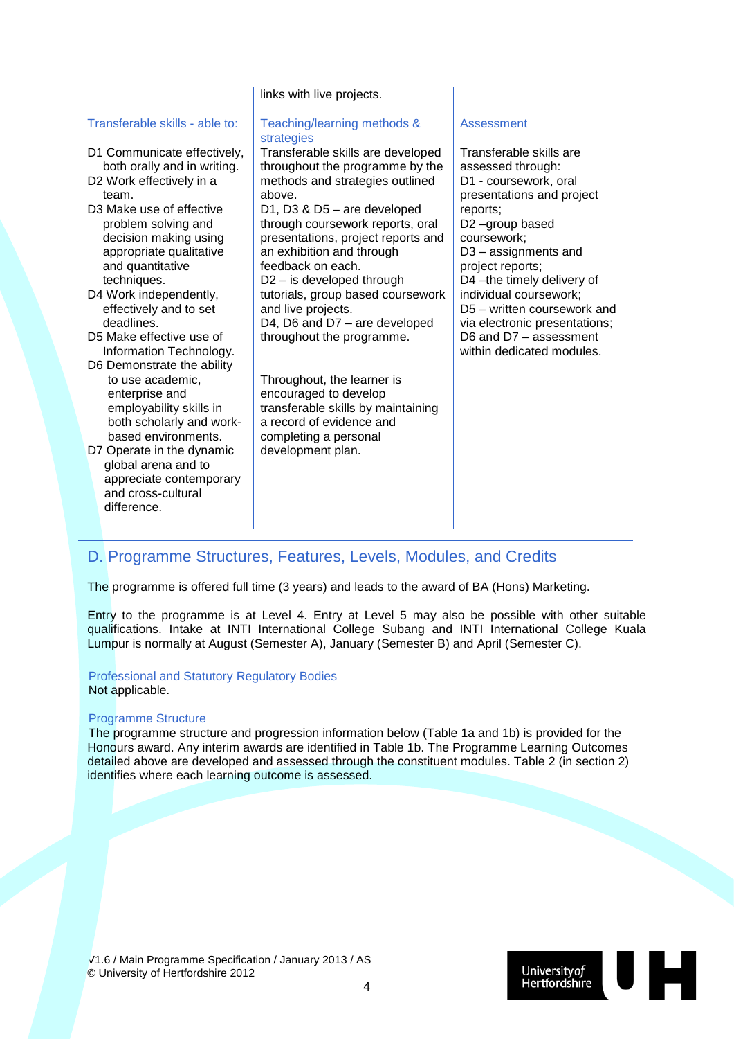| | links with live projects. | |
|---|---|---|
| Transferable skills - able to: | Teaching/learning methods & strategies | Assessment |
| D1 Communicate effectively, both orally and in writing.<br>D2 Work effectively in a team.<br>D3 Make use of effective problem solving and decision making using appropriate qualitative and quantitative techniques.<br>D4 Work independently, effectively and to set deadlines.<br>D5 Make effective use of Information Technology.<br>D6 Demonstrate the ability to use academic, enterprise and employability skills in both scholarly and work-based environments.<br>D7 Operate in the dynamic global arena and to appreciate contemporary and cross-cultural difference. | Transferable skills are developed throughout the programme by the methods and strategies outlined above.<br>D1, D3 & D5 – are developed through coursework reports, oral presentations, project reports and an exhibition and through feedback on each.<br>D2 – is developed through tutorials, group based coursework and live projects.<br>D4, D6 and D7 – are developed throughout the programme.<br><br>Throughout, the learner is encouraged to develop transferable skills by maintaining a record of evidence and completing a personal development plan. | Transferable skills are assessed through:<br>D1 - coursework, oral presentations and project reports;<br>D2 –group based coursework;<br>D3 – assignments and project reports;<br>D4 –the timely delivery of individual coursework;<br>D5 – written coursework and via electronic presentations;<br>D6 and D7 – assessment within dedicated modules. |

## D. Programme Structures, Features, Levels, Modules, and Credits

The programme is offered full time (3 years) and leads to the award of BA (Hons) Marketing.

Entry to the programme is at Level 4. Entry at Level 5 may also be possible with other suitable qualifications. Intake at INTI International College Subang and INTI International College Kuala Lumpur is normally at August (Semester A), January (Semester B) and April (Semester C).

### Professional and Statutory Regulatory Bodies

Not applicable.

### Programme Structure

The programme structure and progression information below (Table 1a and 1b) is provided for the Honours award. Any interim awards are identified in Table 1b. The Programme Learning Outcomes detailed above are developed and assessed through the constituent modules. Table 2 (in section 2) identifies where each learning outcome is assessed.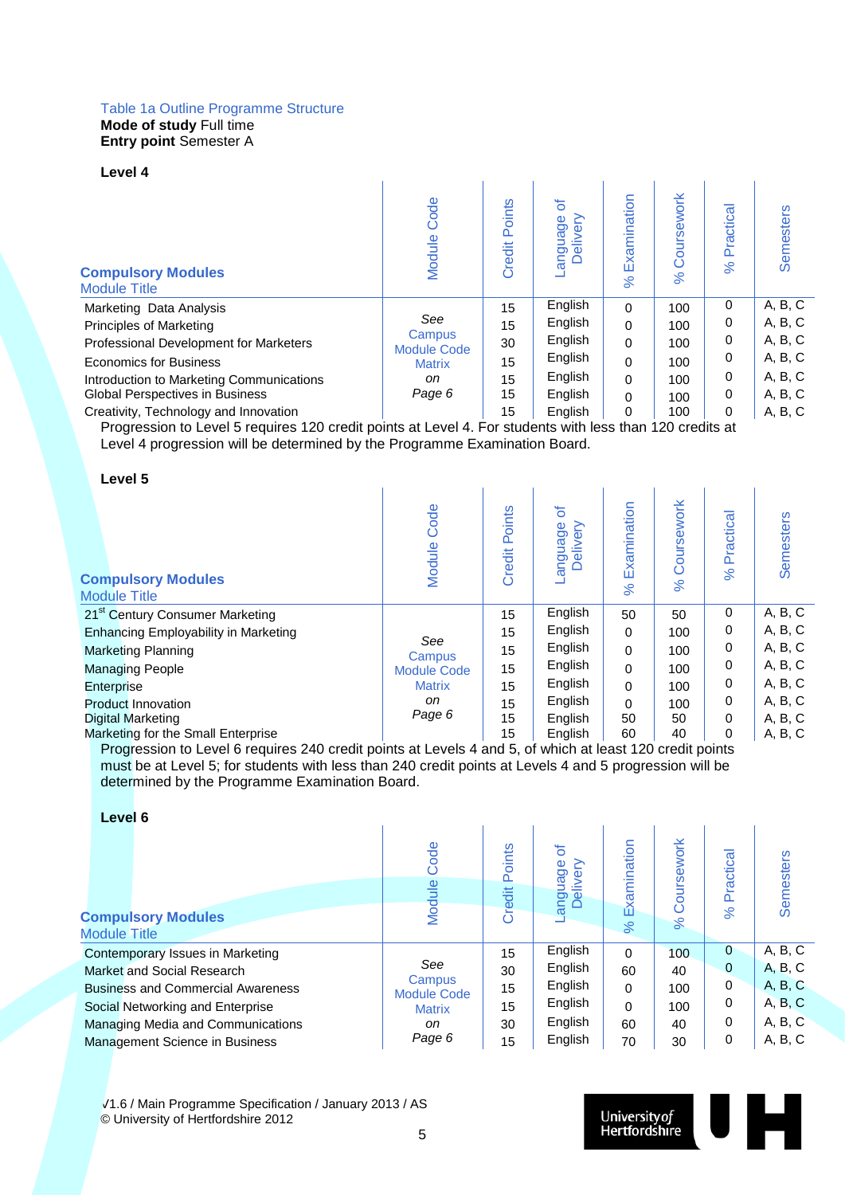Table 1a Outline Programme Structure
**Mode of study** Full time
**Entry point** Semester A

**Level 4**

| **Compulsory Modules** Module Title | Module Code | Credit Points | Language of Delivery | % Examination | % Coursework | % Practical | Semesters |
|---|---|---|---|---|---|---|---|
| Marketing Data Analysis | *See* Campus Module Code Matrix *on Page 6* | 15 | English | 0 | 100 | 0 | A, B, C |
| Principles of Marketing | | 15 | English | 0 | 100 | 0 | A, B, C |
| Professional Development for Marketers | | 30 | English | 0 | 100 | 0 | A, B, C |
| Economics for Business | | 15 | English | 0 | 100 | 0 | A, B, C |
| Introduction to Marketing Communications | | 15 | English | 0 | 100 | 0 | A, B, C |
| Global Perspectives in Business | | 15 | English | 0 | 100 | 0 | A, B, C |
| Creativity, Technology and Innovation | | 15 | English | 0 | 100 | 0 | A, B, C |

Progression to Level 5 requires 120 credit points at Level 4. For students with less than 120 credits at Level 4 progression will be determined by the Programme Examination Board.

**Level 5**

| **Compulsory Modules** Module Title | Module Code | Credit Points | Language of Delivery | % Examination | % Coursework | % Practical | Semesters |
|---|---|---|---|---|---|---|---|
| 21st Century Consumer Marketing | *See* Campus Module Code Matrix *on Page 6* | 15 | English | 50 | 50 | 0 | A, B, C |
| Enhancing Employability in Marketing | | 15 | English | 0 | 100 | 0 | A, B, C |
| Marketing Planning | | 15 | English | 0 | 100 | 0 | A, B, C |
| Managing People | | 15 | English | 0 | 100 | 0 | A, B, C |
| Enterprise | | 15 | English | 0 | 100 | 0 | A, B, C |
| Product Innovation | | 15 | English | 0 | 100 | 0 | A, B, C |
| Digital Marketing | | 15 | English | 50 | 50 | 0 | A, B, C |
| Marketing for the Small Enterprise | | 15 | English | 60 | 40 | 0 | A, B, C |

Progression to Level 6 requires 240 credit points at Levels 4 and 5, of which at least 120 credit points must be at Level 5; for students with less than 240 credit points at Levels 4 and 5 progression will be determined by the Programme Examination Board.

**Level 6**

| **Compulsory Modules** Module Title | Module Code | Credit Points | Language of Delivery | % Examination | % Coursework | % Practical | Semesters |
|---|---|---|---|---|---|---|---|
| Contemporary Issues in Marketing | *See* Campus Module Code Matrix *on Page 6* | 15 | English | 0 | 100 | 0 | A, B, C |
| Market and Social Research | | 30 | English | 60 | 40 | 0 | A, B, C |
| Business and Commercial Awareness | | 15 | English | 0 | 100 | 0 | A, B, C |
| Social Networking and Enterprise | | 15 | English | 0 | 100 | 0 | A, B, C |
| Managing Media and Communications | | 30 | English | 60 | 40 | 0 | A, B, C |
| Management Science in Business | | 15 | English | 70 | 30 | 0 | A, B, C |

√1.6 / Main Programme Specification / January 2013 / AS
© University of Hertfordshire 2012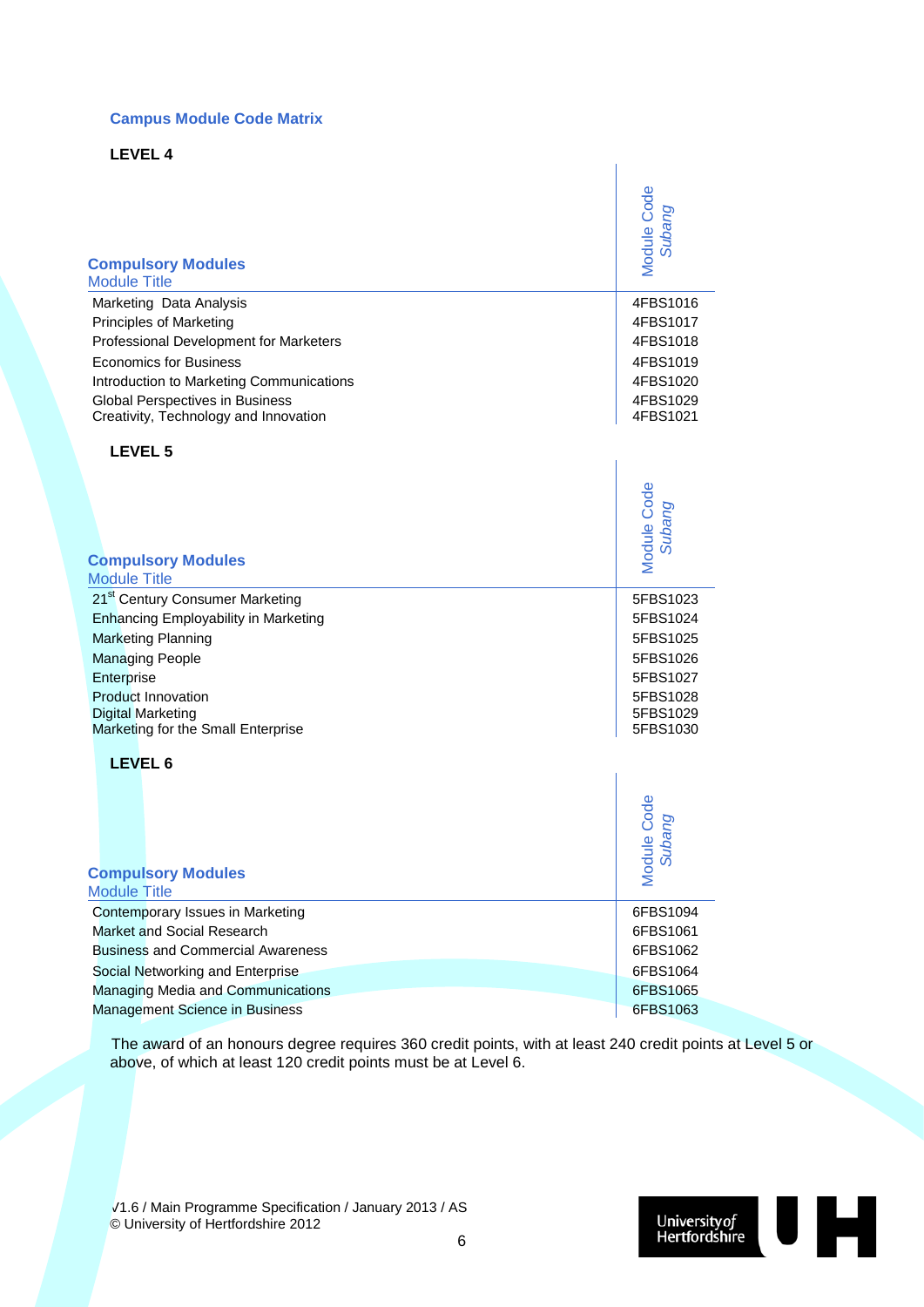### Campus Module Code Matrix

**LEVEL 4**

| **Compulsory Modules**<br>Module Title | Module Code *Subang* |
|---|---|
| Marketing Data Analysis | 4FBS1016 |
| Principles of Marketing | 4FBS1017 |
| Professional Development for Marketers | 4FBS1018 |
| Economics for Business | 4FBS1019 |
| Introduction to Marketing Communications | 4FBS1020 |
| Global Perspectives in Business | 4FBS1029 |
| Creativity, Technology and Innovation | 4FBS1021 |

**LEVEL 5**

| **Compulsory Modules**<br>Module Title | Module Code *Subang* |
|---|---|
| 21st Century Consumer Marketing | 5FBS1023 |
| Enhancing Employability in Marketing | 5FBS1024 |
| Marketing Planning | 5FBS1025 |
| Managing People | 5FBS1026 |
| Enterprise | 5FBS1027 |
| Product Innovation | 5FBS1028 |
| Digital Marketing | 5FBS1029 |
| Marketing for the Small Enterprise | 5FBS1030 |

**LEVEL 6**

| **Compulsory Modules**<br>Module Title | Module Code *Subang* |
|---|---|
| Contemporary Issues in Marketing | 6FBS1094 |
| Market and Social Research | 6FBS1061 |
| Business and Commercial Awareness | 6FBS1062 |
| Social Networking and Enterprise | 6FBS1064 |
| Managing Media and Communications | 6FBS1065 |
| Management Science in Business | 6FBS1063 |

The award of an honours degree requires 360 credit points, with at least 240 credit points at Level 5 or above, of which at least 120 credit points must be at Level 6.

√1.6 / Main Programme Specification / January 2013 / AS
© University of Hertfordshire 2012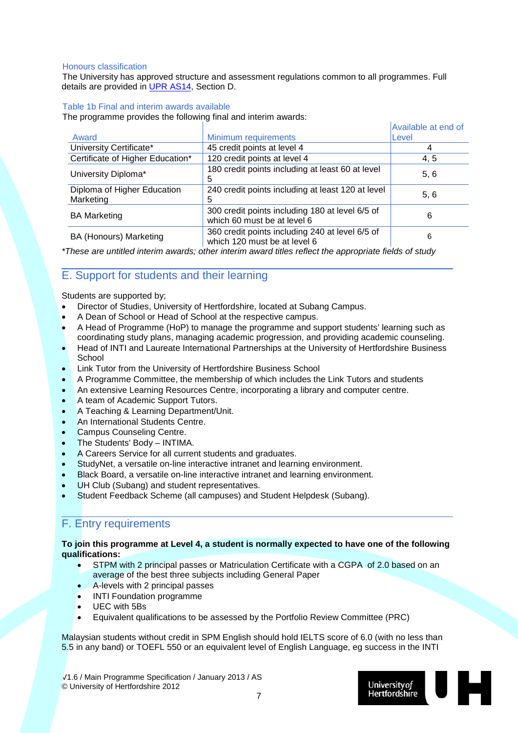### Honours classification

The University has approved structure and assessment regulations common to all programmes. Full details are provided in UPR AS14, Section D.

### Table 1b Final and interim awards available

The programme provides the following final and interim awards:

| Award | Minimum requirements | Available at end of Level |
|---|---|---|
| University Certificate* | 45 credit points at level 4 | 4 |
| Certificate of Higher Education* | 120 credit points at level 4 | 4, 5 |
| University Diploma* | 180 credit points including at least 60 at level 5 | 5, 6 |
| Diploma of Higher Education Marketing | 240 credit points including at least 120 at level 5 | 5, 6 |
| BA Marketing | 300 credit points including 180 at level 6/5 of which 60 must be at level 6 | 6 |
| BA (Honours) Marketing | 360 credit points including 240 at level 6/5 of which 120 must be at level 6 | 6 |

*These are untitled interim awards; other interim award titles reflect the appropriate fields of study*

## E. Support for students and their learning

Students are supported by;

- Director of Studies, University of Hertfordshire, located at Subang Campus.
- A Dean of School or Head of School at the respective campus.
- A Head of Programme (HoP) to manage the programme and support students' learning such as coordinating study plans, managing academic progression, and providing academic counseling.
- Head of INTI and Laureate International Partnerships at the University of Hertfordshire Business School
- Link Tutor from the University of Hertfordshire Business School
- A Programme Committee, the membership of which includes the Link Tutors and students
- An extensive Learning Resources Centre, incorporating a library and computer centre.
- A team of Academic Support Tutors.
- A Teaching & Learning Department/Unit.
- An International Students Centre.
- Campus Counseling Centre.
- The Students' Body – INTIMA.
- A Careers Service for all current students and graduates.
- StudyNet, a versatile on-line interactive intranet and learning environment.
- Black Board, a versatile on-line interactive intranet and learning environment.
- UH Club (Subang) and student representatives.
- Student Feedback Scheme (all campuses) and Student Helpdesk (Subang).

## F. Entry requirements

**To join this programme at Level 4, a student is normally expected to have one of the following qualifications:**

- STPM with 2 principal passes or Matriculation Certificate with a CGPA of 2.0 based on an average of the best three subjects including General Paper
- A-levels with 2 principal passes
- INTI Foundation programme
- UEC with 5Bs
- Equivalent qualifications to be assessed by the Portfolio Review Committee (PRC)

Malaysian students without credit in SPM English should hold IELTS score of 6.0 (with no less than 5.5 in any band) or TOEFL 550 or an equivalent level of English Language, eg success in the INTI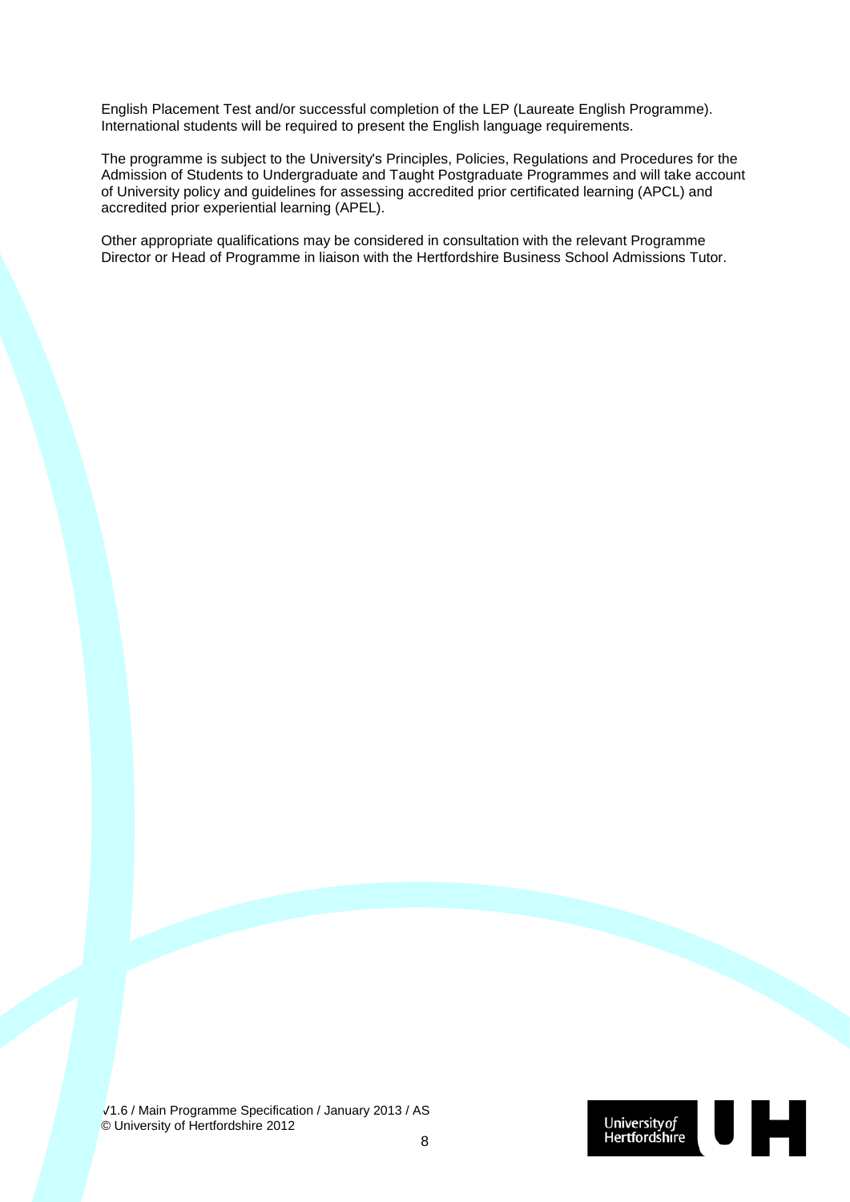English Placement Test and/or successful completion of the LEP (Laureate English Programme). International students will be required to present the English language requirements.

The programme is subject to the University's Principles, Policies, Regulations and Procedures for the Admission of Students to Undergraduate and Taught Postgraduate Programmes and will take account of University policy and guidelines for assessing accredited prior certificated learning (APCL) and accredited prior experiential learning (APEL).

Other appropriate qualifications may be considered in consultation with the relevant Programme Director or Head of Programme in liaison with the Hertfordshire Business School Admissions Tutor.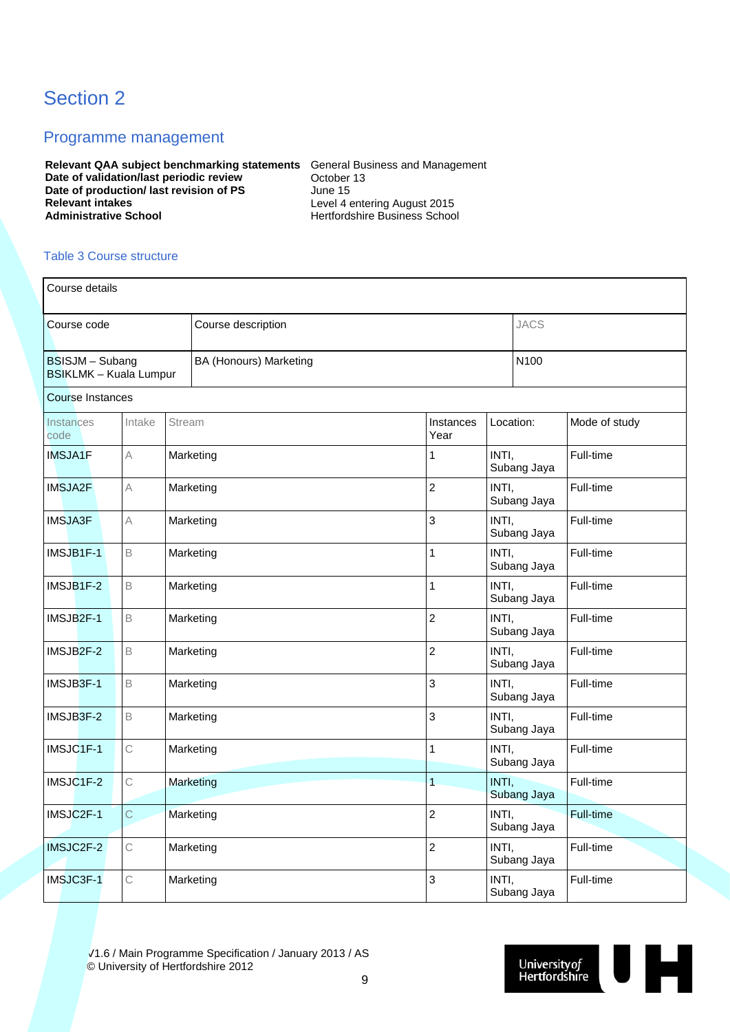# Section 2

## Programme management

| | |
|---|---|
| **Relevant QAA subject benchmarking statements** | General Business and Management |
| **Date of validation/last periodic review** | October 13 |
| **Date of production/ last revision of PS** | June 15 |
| **Relevant intakes** | Level 4 entering August 2015 |
| **Administrative School** | Hertfordshire Business School |

### Table 3 Course structure

| Course details | | | | | |
|---|---|---|---|---|---|
| Course code | | Course description | | JACS | |
| BSISJM – Subang<br>BSIKLMK – Kuala Lumpur | | BA (Honours) Marketing | | N100 | |
| Course Instances | | | | | |
| Instances code | Intake | Stream | Instances Year | Location: | Mode of study |
| IMSJA1F | A | Marketing | 1 | INTI, Subang Jaya | Full-time |
| IMSJA2F | A | Marketing | 2 | INTI, Subang Jaya | Full-time |
| IMSJA3F | A | Marketing | 3 | INTI, Subang Jaya | Full-time |
| IMSJB1F-1 | B | Marketing | 1 | INTI, Subang Jaya | Full-time |
| IMSJB1F-2 | B | Marketing | 1 | INTI, Subang Jaya | Full-time |
| IMSJB2F-1 | B | Marketing | 2 | INTI, Subang Jaya | Full-time |
| IMSJB2F-2 | B | Marketing | 2 | INTI, Subang Jaya | Full-time |
| IMSJB3F-1 | B | Marketing | 3 | INTI, Subang Jaya | Full-time |
| IMSJB3F-2 | B | Marketing | 3 | INTI, Subang Jaya | Full-time |
| IMSJC1F-1 | C | Marketing | 1 | INTI, Subang Jaya | Full-time |
| IMSJC1F-2 | C | Marketing | 1 | INTI, Subang Jaya | Full-time |
| IMSJC2F-1 | C | Marketing | 2 | INTI, Subang Jaya | Full-time |
| IMSJC2F-2 | C | Marketing | 2 | INTI, Subang Jaya | Full-time |
| IMSJC3F-1 | C | Marketing | 3 | INTI, Subang Jaya | Full-time |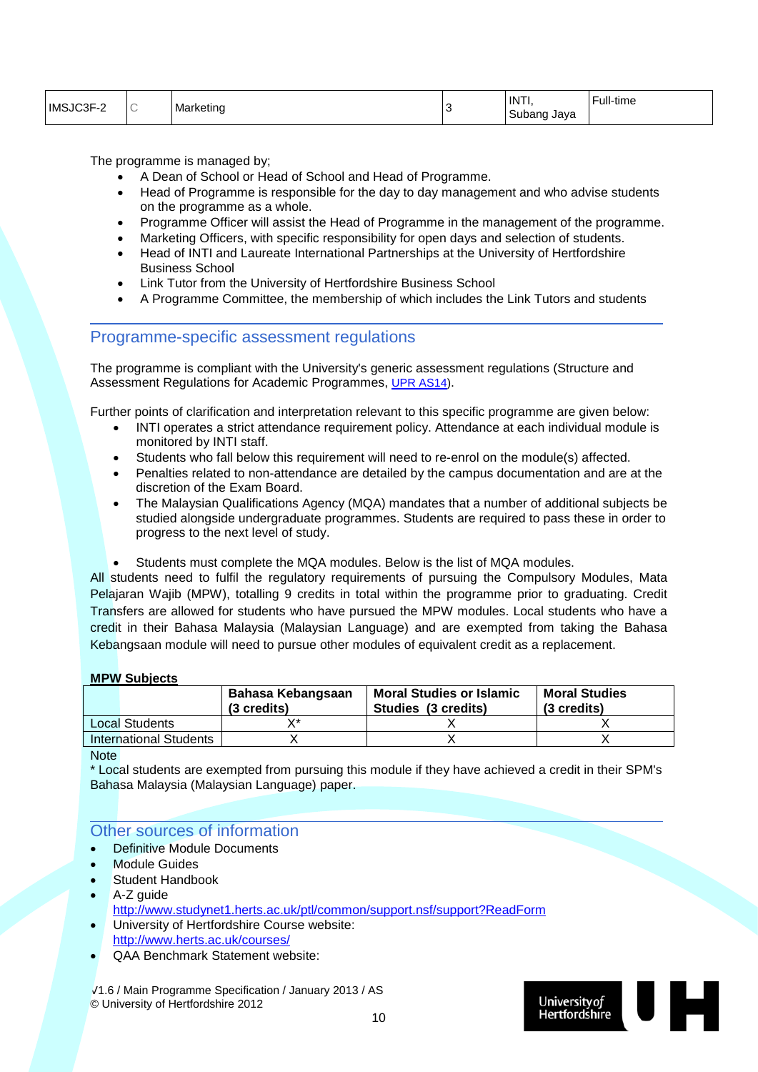| IMSJC3F-2 | C | Marketing | 3 | INTI, Subang Jaya | Full-time |
|---|---|---|---|---|---|

The programme is managed by;

- A Dean of School or Head of School and Head of Programme.
- Head of Programme is responsible for the day to day management and who advise students on the programme as a whole.
- Programme Officer will assist the Head of Programme in the management of the programme.
- Marketing Officers, with specific responsibility for open days and selection of students.
- Head of INTI and Laureate International Partnerships at the University of Hertfordshire Business School
- Link Tutor from the University of Hertfordshire Business School
- A Programme Committee, the membership of which includes the Link Tutors and students

## Programme-specific assessment regulations

The programme is compliant with the University's generic assessment regulations (Structure and Assessment Regulations for Academic Programmes, UPR AS14).

Further points of clarification and interpretation relevant to this specific programme are given below:

- INTI operates a strict attendance requirement policy. Attendance at each individual module is monitored by INTI staff.
- Students who fall below this requirement will need to re-enrol on the module(s) affected.
- Penalties related to non-attendance are detailed by the campus documentation and are at the discretion of the Exam Board.
- The Malaysian Qualifications Agency (MQA) mandates that a number of additional subjects be studied alongside undergraduate programmes. Students are required to pass these in order to progress to the next level of study.

- Students must complete the MQA modules. Below is the list of MQA modules.

All students need to fulfil the regulatory requirements of pursuing the Compulsory Modules, Mata Pelajaran Wajib (MPW), totalling 9 credits in total within the programme prior to graduating. Credit Transfers are allowed for students who have pursued the MPW modules. Local students who have a credit in their Bahasa Malaysia (Malaysian Language) and are exempted from taking the Bahasa Kebangsaan module will need to pursue other modules of equivalent credit as a replacement.

**MPW Subjects**

| | **Bahasa Kebangsaan (3 credits)** | **Moral Studies or Islamic Studies (3 credits)** | **Moral Studies (3 credits)** |
|---|---|---|---|
| Local Students | X* | X | X |
| International Students | X | X | X |

Note

* Local students are exempted from pursuing this module if they have achieved a credit in their SPM's Bahasa Malaysia (Malaysian Language) paper.

## Other sources of information

- Definitive Module Documents
- Module Guides
- Student Handbook
- A-Z guide
  http://www.studynet1.herts.ac.uk/ptl/common/support.nsf/support?ReadForm
- University of Hertfordshire Course website:
  http://www.herts.ac.uk/courses/
- QAA Benchmark Statement website:

V1.6 / Main Programme Specification / January 2013 / AS
© University of Hertfordshire 2012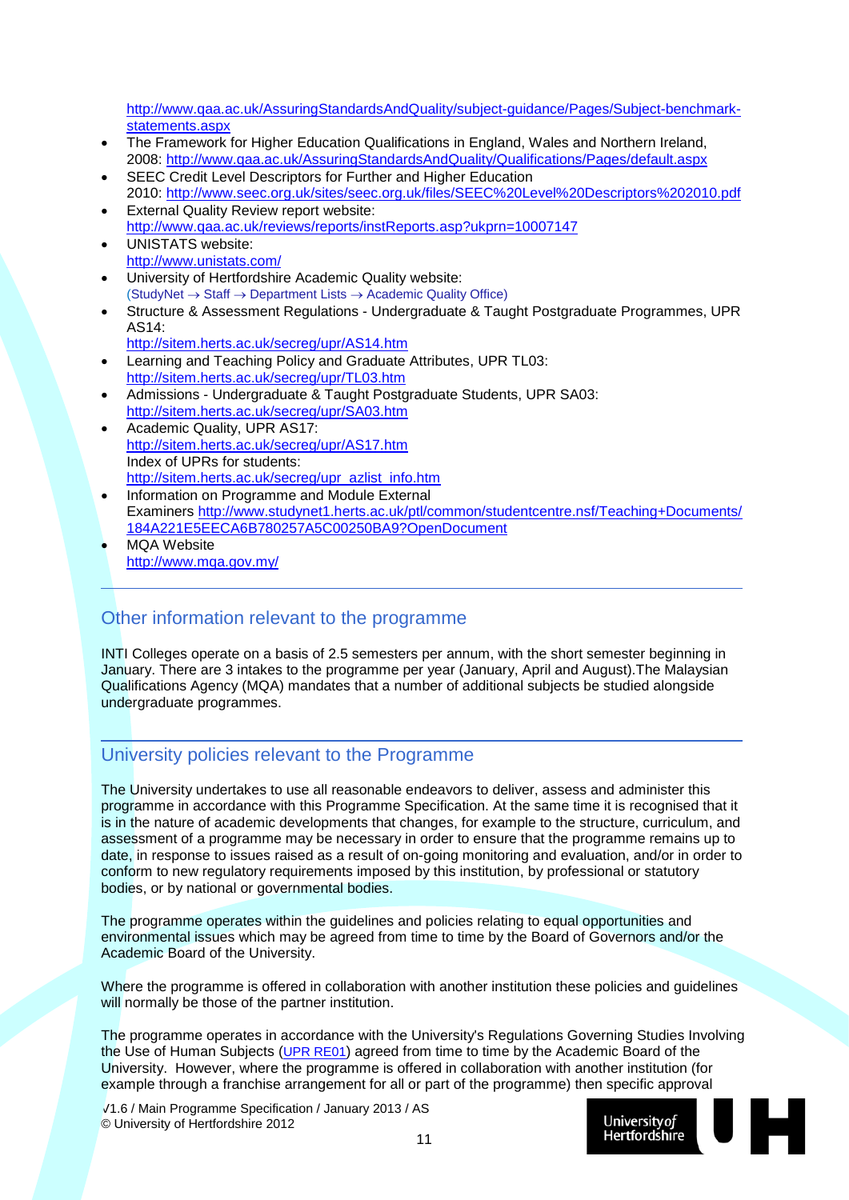http://www.qaa.ac.uk/AssuringStandardsAndQuality/subject-guidance/Pages/Subject-benchmark-statements.aspx

- The Framework for Higher Education Qualifications in England, Wales and Northern Ireland, 2008: http://www.qaa.ac.uk/AssuringStandardsAndQuality/Qualifications/Pages/default.aspx
- SEEC Credit Level Descriptors for Further and Higher Education 2010: http://www.seec.org.uk/sites/seec.org.uk/files/SEEC%20Level%20Descriptors%202010.pdf
- External Quality Review report website: http://www.qaa.ac.uk/reviews/reports/instReports.asp?ukprn=10007147
- UNISTATS website: http://www.unistats.com/
- University of Hertfordshire Academic Quality website: (StudyNet → Staff → Department Lists → Academic Quality Office)
- Structure & Assessment Regulations - Undergraduate & Taught Postgraduate Programmes, UPR AS14: http://sitem.herts.ac.uk/secreg/upr/AS14.htm
- Learning and Teaching Policy and Graduate Attributes, UPR TL03: http://sitem.herts.ac.uk/secreg/upr/TL03.htm
- Admissions - Undergraduate & Taught Postgraduate Students, UPR SA03: http://sitem.herts.ac.uk/secreg/upr/SA03.htm
- Academic Quality, UPR AS17: http://sitem.herts.ac.uk/secreg/upr/AS17.htm
  Index of UPRs for students: http://sitem.herts.ac.uk/secreg/upr_azlist_info.htm
- Information on Programme and Module External Examiners http://www.studynet1.herts.ac.uk/ptl/common/studentcentre.nsf/Teaching+Documents/184A221E5EECA6B780257A5C00250BA9?OpenDocument
- MQA Website http://www.mqa.gov.my/

## Other information relevant to the programme

INTI Colleges operate on a basis of 2.5 semesters per annum, with the short semester beginning in January. There are 3 intakes to the programme per year (January, April and August).The Malaysian Qualifications Agency (MQA) mandates that a number of additional subjects be studied alongside undergraduate programmes.

## University policies relevant to the Programme

The University undertakes to use all reasonable endeavors to deliver, assess and administer this programme in accordance with this Programme Specification. At the same time it is recognised that it is in the nature of academic developments that changes, for example to the structure, curriculum, and assessment of a programme may be necessary in order to ensure that the programme remains up to date, in response to issues raised as a result of on-going monitoring and evaluation, and/or in order to conform to new regulatory requirements imposed by this institution, by professional or statutory bodies, or by national or governmental bodies.

The programme operates within the guidelines and policies relating to equal opportunities and environmental issues which may be agreed from time to time by the Board of Governors and/or the Academic Board of the University.

Where the programme is offered in collaboration with another institution these policies and guidelines will normally be those of the partner institution.

The programme operates in accordance with the University's Regulations Governing Studies Involving the Use of Human Subjects (UPR RE01) agreed from time to time by the Academic Board of the University. However, where the programme is offered in collaboration with another institution (for example through a franchise arrangement for all or part of the programme) then specific approval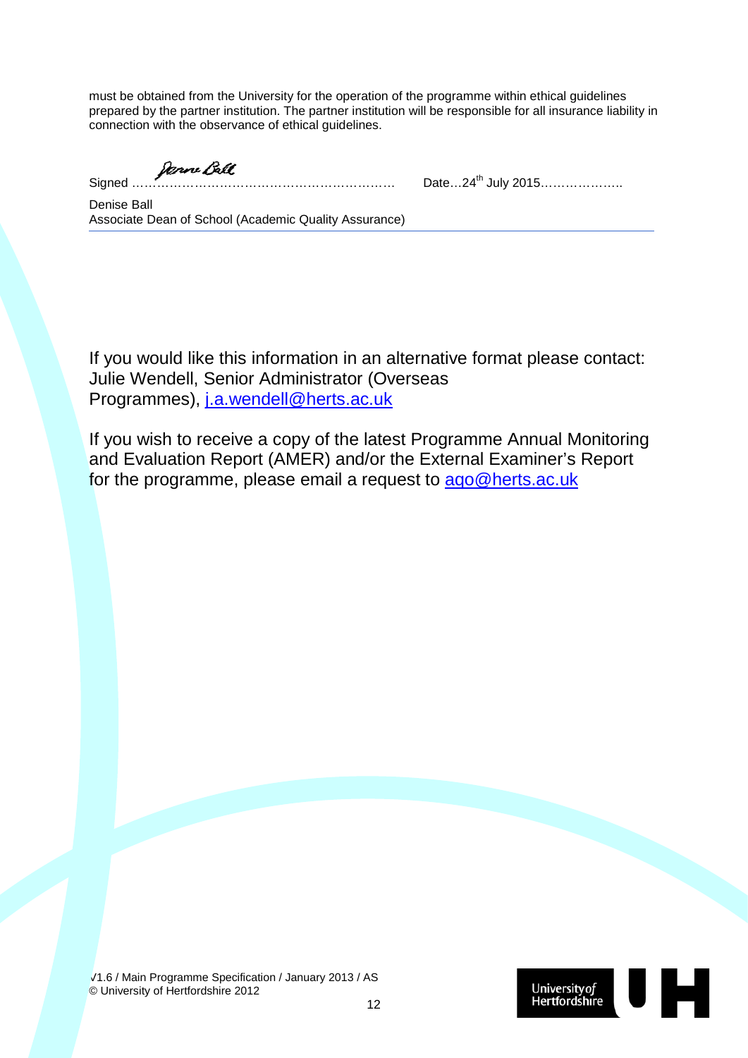must be obtained from the University for the operation of the programme within ethical guidelines prepared by the partner institution. The partner institution will be responsible for all insurance liability in connection with the observance of ethical guidelines.

Signed ………………………………………………………… Date…24th July 2015………………..

Denise Ball
Associate Dean of School (Academic Quality Assurance)

---

If you would like this information in an alternative format please contact: Julie Wendell, Senior Administrator (Overseas Programmes), [j.a.wendell@herts.ac.uk](mailto:j.a.wendell@herts.ac.uk)

If you wish to receive a copy of the latest Programme Annual Monitoring and Evaluation Report (AMER) and/or the External Examiner's Report for the programme, please email a request to [aqo@herts.ac.uk](mailto:aqo@herts.ac.uk)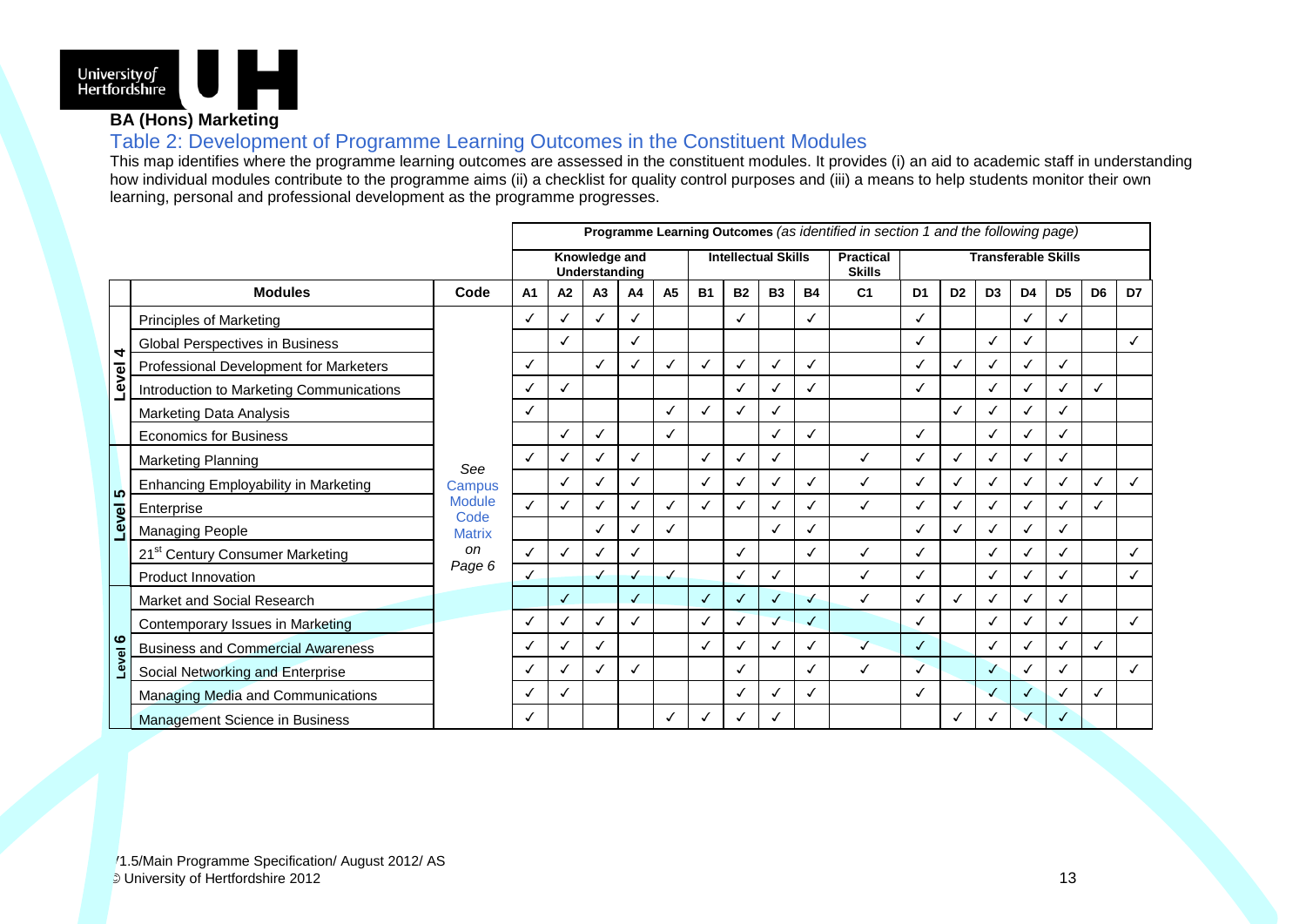**BA (Hons) Marketing**

## Table 2: Development of Programme Learning Outcomes in the Constituent Modules

This map identifies where the programme learning outcomes are assessed in the constituent modules. It provides (i) an aid to academic staff in understanding how individual modules contribute to the programme aims (ii) a checklist for quality control purposes and (iii) a means to help students monitor their own learning, personal and professional development as the programme progresses.

| | | | **Programme Learning Outcomes** *(as identified in section 1 and the following page)* | | | | | | | | | | | | | | | | |
|---|---|---|---|---|---|---|---|---|---|---|---|---|---|---|---|---|---|---|---|
| | | | **Knowledge and Understanding** | | | | | **Intellectual Skills** | | | | **Practical Skills** | **Transferable Skills** | | | | | | |
| | **Modules** | **Code** | **A1** | **A2** | **A3** | **A4** | **A5** | **B1** | **B2** | **B3** | **B4** | **C1** | **D1** | **D2** | **D3** | **D4** | **D5** | **D6** | **D7** |
| **Level 4** | Principles of Marketing | *See* Campus Module Code Matrix *on Page 6* | ✓ | ✓ | ✓ | ✓ | | | ✓ | | ✓ | | ✓ | | | ✓ | ✓ | | |
| | Global Perspectives in Business | | | ✓ | | ✓ | | | | | | | ✓ | | ✓ | ✓ | | | ✓ |
| | Professional Development for Marketers | | ✓ | | ✓ | ✓ | ✓ | ✓ | ✓ | ✓ | ✓ | | ✓ | ✓ | ✓ | ✓ | ✓ | | |
| | Introduction to Marketing Communications | | ✓ | ✓ | | | | | ✓ | ✓ | ✓ | | ✓ | | ✓ | ✓ | ✓ | ✓ | |
| | Marketing Data Analysis | | ✓ | | | | ✓ | ✓ | ✓ | ✓ | | | | ✓ | ✓ | ✓ | ✓ | | |
| | Economics for Business | | | ✓ | ✓ | | ✓ | | | ✓ | ✓ | | ✓ | | ✓ | ✓ | ✓ | | |
| **Level 5** | Marketing Planning | | ✓ | ✓ | ✓ | ✓ | | ✓ | ✓ | ✓ | | ✓ | ✓ | ✓ | ✓ | ✓ | ✓ | | |
| | Enhancing Employability in Marketing | | | ✓ | ✓ | ✓ | | ✓ | ✓ | ✓ | ✓ | ✓ | ✓ | ✓ | ✓ | ✓ | ✓ | ✓ | ✓ |
| | Enterprise | | ✓ | ✓ | ✓ | ✓ | ✓ | ✓ | ✓ | ✓ | ✓ | ✓ | ✓ | ✓ | ✓ | ✓ | ✓ | ✓ | |
| | Managing People | | | | ✓ | ✓ | ✓ | | | ✓ | ✓ | | ✓ | ✓ | ✓ | ✓ | ✓ | | |
| | 21st Century Consumer Marketing | | ✓ | ✓ | ✓ | ✓ | | | ✓ | | ✓ | ✓ | ✓ | | ✓ | ✓ | ✓ | | ✓ |
| | Product Innovation | | ✓ | | ✓ | ✓ | ✓ | | ✓ | ✓ | | ✓ | ✓ | | ✓ | ✓ | ✓ | | ✓ |
| **Level 6** | Market and Social Research | | | ✓ | | ✓ | | ✓ | ✓ | ✓ | ✓ | ✓ | ✓ | ✓ | ✓ | ✓ | ✓ | | |
| | Contemporary Issues in Marketing | | ✓ | ✓ | ✓ | ✓ | | ✓ | ✓ | ✓ | ✓ | | ✓ | | ✓ | ✓ | ✓ | | ✓ |
| | Business and Commercial Awareness | | ✓ | ✓ | ✓ | | | ✓ | ✓ | ✓ | ✓ | ✓ | ✓ | | ✓ | ✓ | ✓ | ✓ | |
| | Social Networking and Enterprise | | ✓ | ✓ | ✓ | ✓ | | | ✓ | | ✓ | ✓ | ✓ | | ✓ | ✓ | ✓ | | ✓ |
| | Managing Media and Communications | | ✓ | ✓ | | | | | ✓ | ✓ | ✓ | | ✓ | | ✓ | ✓ | ✓ | ✓ | |
| | Management Science in Business | | ✓ | | | | ✓ | ✓ | ✓ | ✓ | | | | ✓ | ✓ | ✓ | ✓ | | |

/1.5/Main Programme Specification/ August 2012/ AS
© University of Hertfordshire 2012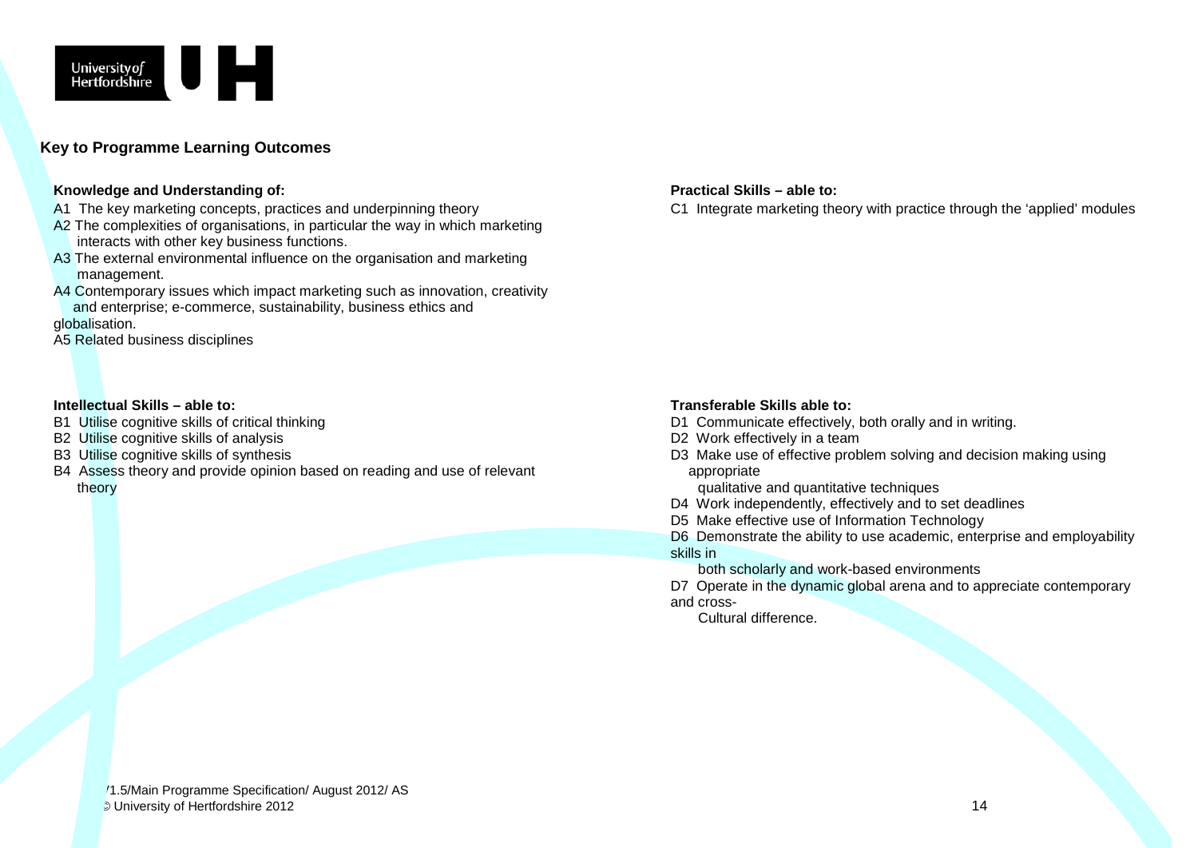## Key to Programme Learning Outcomes

**Knowledge and Understanding of:**

A1 The key marketing concepts, practices and underpinning theory

A2 The complexities of organisations, in particular the way in which marketing interacts with other key business functions.

A3 The external environmental influence on the organisation and marketing management.

A4 Contemporary issues which impact marketing such as innovation, creativity and enterprise; e-commerce, sustainability, business ethics and globalisation.

A5 Related business disciplines

**Practical Skills – able to:**

C1 Integrate marketing theory with practice through the 'applied' modules

**Intellectual Skills – able to:**

B1 Utilise cognitive skills of critical thinking

B2 Utilise cognitive skills of analysis

B3 Utilise cognitive skills of synthesis

B4 Assess theory and provide opinion based on reading and use of relevant theory

**Transferable Skills able to:**

D1 Communicate effectively, both orally and in writing.

D2 Work effectively in a team

D3 Make use of effective problem solving and decision making using appropriate qualitative and quantitative techniques

D4 Work independently, effectively and to set deadlines

D5 Make effective use of Information Technology

D6 Demonstrate the ability to use academic, enterprise and employability skills in both scholarly and work-based environments

D7 Operate in the dynamic global arena and to appreciate contemporary and cross-Cultural difference.